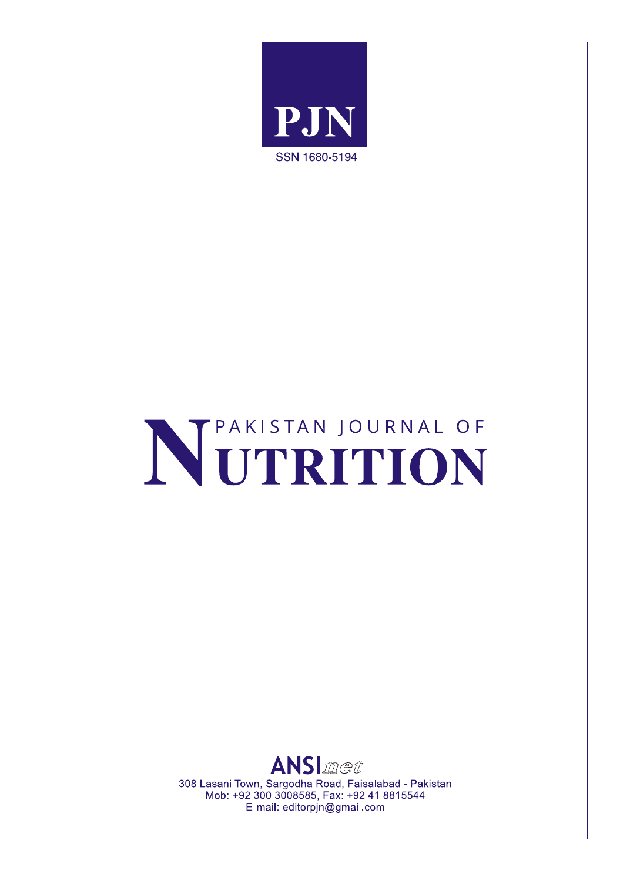PJN

ISSN 1680-5194

# PAKISTAN JOURNAL OF NUTRITION

ANSInet

308 Lasani Town, Sargodha Road, Faisalabad - Pakistan
Mob: +92 300 3008585, Fax: +92 41 8815544
E-mail: editorpjn@gmail.com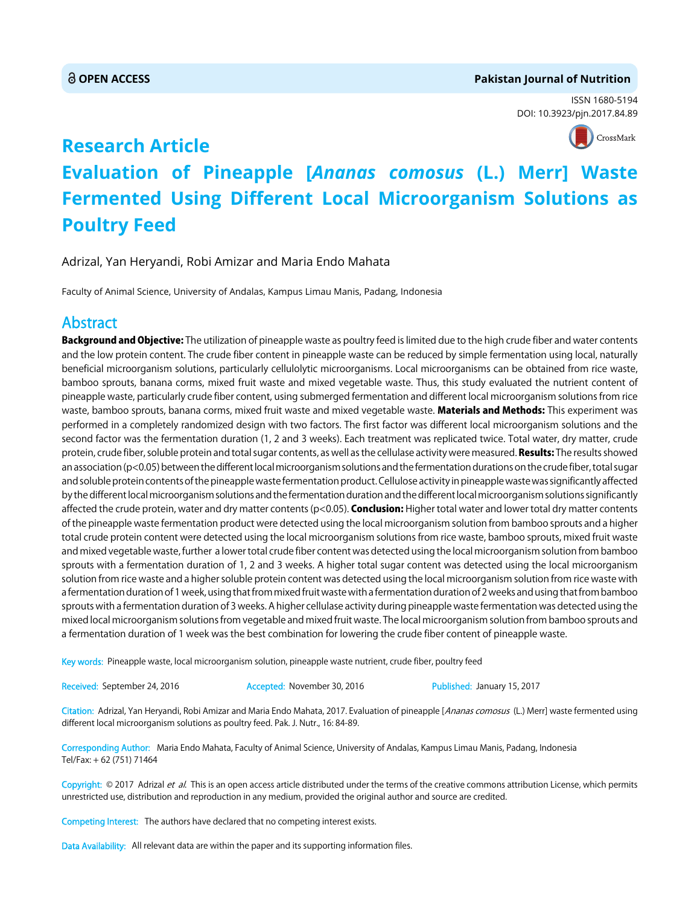**OPEN ACCESS** | **Pakistan Journal of Nutrition**

ISSN 1680-5194
DOI: 10.3923/pjn.2017.84.89

# Research Article
# Evaluation of Pineapple [*Ananas comosus* (L.) Merr] Waste Fermented Using Different Local Microorganism Solutions as Poultry Feed

Adrizal, Yan Heryandi, Robi Amizar and Maria Endo Mahata

Faculty of Animal Science, University of Andalas, Kampus Limau Manis, Padang, Indonesia

## Abstract

**Background and Objective:** The utilization of pineapple waste as poultry feed is limited due to the high crude fiber and water contents and the low protein content. The crude fiber content in pineapple waste can be reduced by simple fermentation using local, naturally beneficial microorganism solutions, particularly cellulolytic microorganisms. Local microorganisms can be obtained from rice waste, bamboo sprouts, banana corms, mixed fruit waste and mixed vegetable waste. Thus, this study evaluated the nutrient content of pineapple waste, particularly crude fiber content, using submerged fermentation and different local microorganism solutions from rice waste, bamboo sprouts, banana corms, mixed fruit waste and mixed vegetable waste. **Materials and Methods:** This experiment was performed in a completely randomized design with two factors. The first factor was different local microorganism solutions and the second factor was the fermentation duration (1, 2 and 3 weeks). Each treatment was replicated twice. Total water, dry matter, crude protein, crude fiber, soluble protein and total sugar contents, as well as the cellulase activity were measured. **Results:** The results showed an association ($p<0.05$) between the different local microorganism solutions and the fermentation durations on the crude fiber, total sugar and soluble protein contents of the pineapple waste fermentation product. Cellulose activity in pineapple waste was significantly affected by the different local microorganism solutions and the fermentation duration and the different local microorganism solutions significantly affected the crude protein, water and dry matter contents ($p<0.05$). **Conclusion:** Higher total water and lower total dry matter contents of the pineapple waste fermentation product were detected using the local microorganism solution from bamboo sprouts and a higher total crude protein content were detected using the local microorganism solutions from rice waste, bamboo sprouts, mixed fruit waste and mixed vegetable waste, further a lower total crude fiber content was detected using the local microorganism solution from bamboo sprouts with a fermentation duration of 1, 2 and 3 weeks. A higher total sugar content was detected using the local microorganism solution from rice waste and a higher soluble protein content was detected using the local microorganism solution from rice waste with a fermentation duration of 1 week, using that from mixed fruit waste with a fermentation duration of 2 weeks and using that from bamboo sprouts with a fermentation duration of 3 weeks. A higher cellulase activity during pineapple waste fermentation was detected using the mixed local microorganism solutions from vegetable and mixed fruit waste. The local microorganism solution from bamboo sprouts and a fermentation duration of 1 week was the best combination for lowering the crude fiber content of pineapple waste.

Key words: Pineapple waste, local microorganism solution, pineapple waste nutrient, crude fiber, poultry feed

Received: September 24, 2016 | Accepted: November 30, 2016 | Published: January 15, 2017

Citation: Adrizal, Yan Heryandi, Robi Amizar and Maria Endo Mahata, 2017. Evaluation of pineapple [*Ananas comosus* (L.) Merr] waste fermented using different local microorganism solutions as poultry feed. Pak. J. Nutr., 16: 84-89.

Corresponding Author: Maria Endo Mahata, Faculty of Animal Science, University of Andalas, Kampus Limau Manis, Padang, Indonesia
Tel/Fax: + 62 (751) 71464

Copyright: © 2017 Adrizal *et al.* This is an open access article distributed under the terms of the creative commons attribution License, which permits unrestricted use, distribution and reproduction in any medium, provided the original author and source are credited.

Competing Interest: The authors have declared that no competing interest exists.

Data Availability: All relevant data are within the paper and its supporting information files.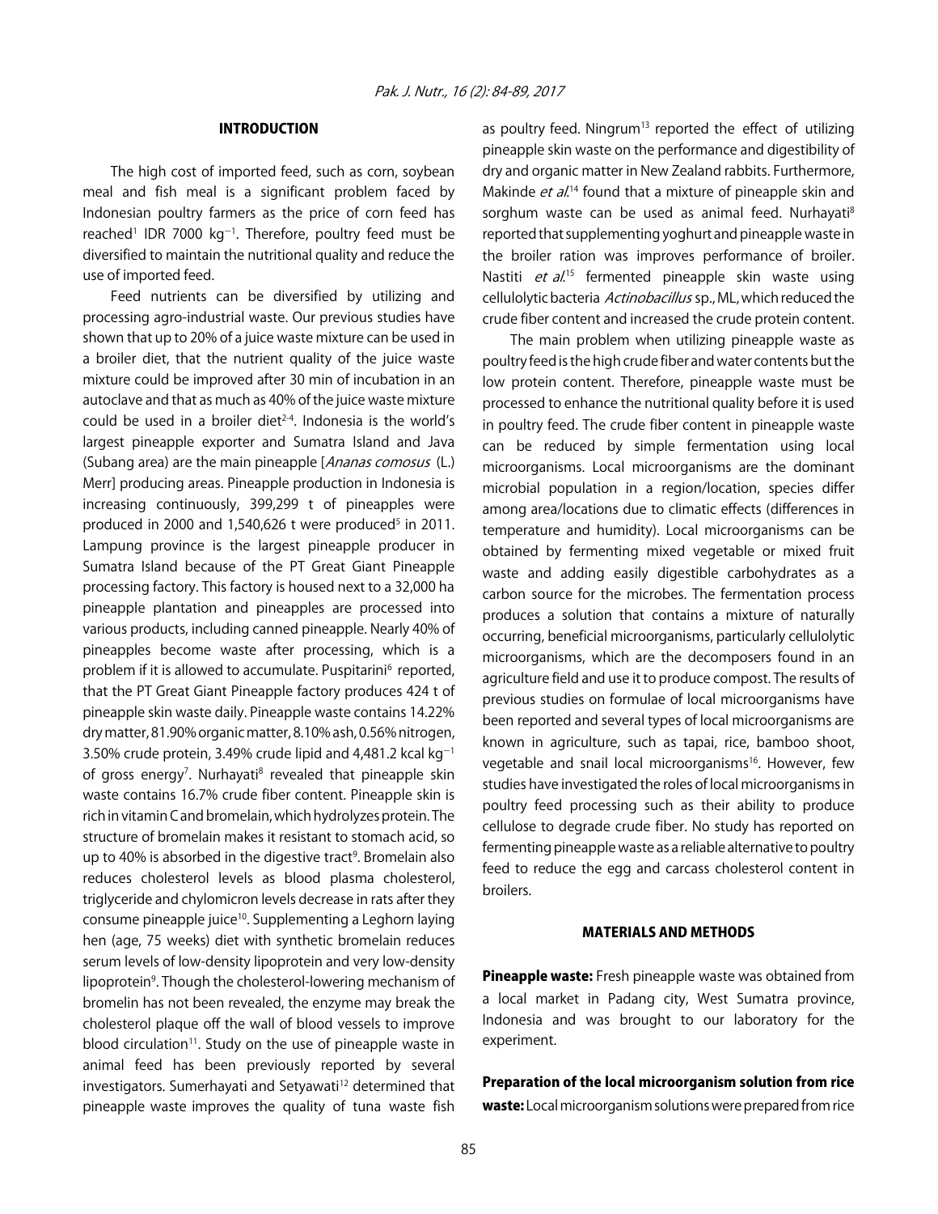## INTRODUCTION

The high cost of imported feed, such as corn, soybean meal and fish meal is a significant problem faced by Indonesian poultry farmers as the price of corn feed has reached[1] IDR 7000 $kg^{-1}$. Therefore, poultry feed must be diversified to maintain the nutritional quality and reduce the use of imported feed.

Feed nutrients can be diversified by utilizing and processing agro-industrial waste. Our previous studies have shown that up to 20% of a juice waste mixture can be used in a broiler diet, that the nutrient quality of the juice waste mixture could be improved after 30 min of incubation in an autoclave and that as much as 40% of the juice waste mixture could be used in a broiler diet[2-4]. Indonesia is the world's largest pineapple exporter and Sumatra Island and Java (Subang area) are the main pineapple [*Ananas comosus* (L.) Merr] producing areas. Pineapple production in Indonesia is increasing continuously, 399,299 t of pineapples were produced in 2000 and 1,540,626 t were produced[5] in 2011. Lampung province is the largest pineapple producer in Sumatra Island because of the PT Great Giant Pineapple processing factory. This factory is housed next to a 32,000 ha pineapple plantation and pineapples are processed into various products, including canned pineapple. Nearly 40% of pineapples become waste after processing, which is a problem if it is allowed to accumulate. Puspitarini[6] reported, that the PT Great Giant Pineapple factory produces 424 t of pineapple skin waste daily. Pineapple waste contains 14.22% dry matter, 81.90% organic matter, 8.10% ash, 0.56% nitrogen, 3.50% crude protein, 3.49% crude lipid and 4,481.2 kcal $kg^{-1}$ of gross energy[7]. Nurhayati[8] revealed that pineapple skin waste contains 16.7% crude fiber content. Pineapple skin is rich in vitamin C and bromelain, which hydrolyzes protein. The structure of bromelain makes it resistant to stomach acid, so up to 40% is absorbed in the digestive tract[9]. Bromelain also reduces cholesterol levels as blood plasma cholesterol, triglyceride and chylomicron levels decrease in rats after they consume pineapple juice[10]. Supplementing a Leghorn laying hen (age, 75 weeks) diet with synthetic bromelain reduces serum levels of low-density lipoprotein and very low-density lipoprotein[9]. Though the cholesterol-lowering mechanism of bromelin has not been revealed, the enzyme may break the cholesterol plaque off the wall of blood vessels to improve blood circulation[11]. Study on the use of pineapple waste in animal feed has been previously reported by several investigators. Sumerhayati and Setyawati[12] determined that pineapple waste improves the quality of tuna waste fish as poultry feed. Ningrum[13] reported the effect of utilizing pineapple skin waste on the performance and digestibility of dry and organic matter in New Zealand rabbits. Furthermore, Makinde *et al*.[14] found that a mixture of pineapple skin and sorghum waste can be used as animal feed. Nurhayati[8] reported that supplementing yoghurt and pineapple waste in the broiler ration was improves performance of broiler. Nastiti *et al*.[15] fermented pineapple skin waste using cellulolytic bacteria *Actinobacillus* sp., ML, which reduced the crude fiber content and increased the crude protein content.

The main problem when utilizing pineapple waste as poultry feed is the high crude fiber and water contents but the low protein content. Therefore, pineapple waste must be processed to enhance the nutritional quality before it is used in poultry feed. The crude fiber content in pineapple waste can be reduced by simple fermentation using local microorganisms. Local microorganisms are the dominant microbial population in a region/location, species differ among area/locations due to climatic effects (differences in temperature and humidity). Local microorganisms can be obtained by fermenting mixed vegetable or mixed fruit waste and adding easily digestible carbohydrates as a carbon source for the microbes. The fermentation process produces a solution that contains a mixture of naturally occurring, beneficial microorganisms, particularly cellulolytic microorganisms, which are the decomposers found in an agriculture field and use it to produce compost. The results of previous studies on formulae of local microorganisms have been reported and several types of local microorganisms are known in agriculture, such as tapai, rice, bamboo shoot, vegetable and snail local microorganisms[16]. However, few studies have investigated the roles of local microorganisms in poultry feed processing such as their ability to produce cellulose to degrade crude fiber. No study has reported on fermenting pineapple waste as a reliable alternative to poultry feed to reduce the egg and carcass cholesterol content in broilers.

## MATERIALS AND METHODS

**Pineapple waste:** Fresh pineapple waste was obtained from a local market in Padang city, West Sumatra province, Indonesia and was brought to our laboratory for the experiment.

**Preparation of the local microorganism solution from rice waste:** Local microorganism solutions were prepared from rice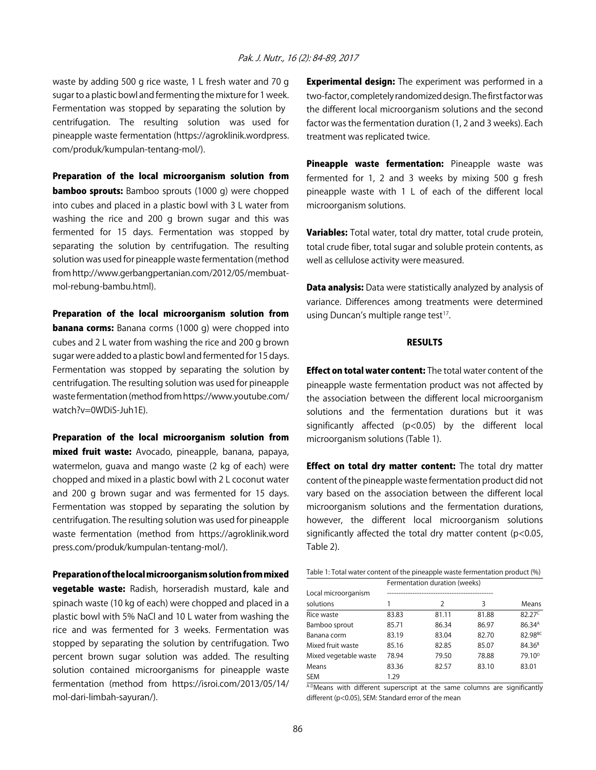waste by adding 500 g rice waste, 1 L fresh water and 70 g sugar to a plastic bowl and fermenting the mixture for 1 week. Fermentation was stopped by separating the solution by centrifugation. The resulting solution was used for pineapple waste fermentation (https://agroklinik.wordpress.com/produk/kumpulan-tentang-mol/).

**Preparation of the local microorganism solution from bamboo sprouts:** Bamboo sprouts (1000 g) were chopped into cubes and placed in a plastic bowl with 3 L water from washing the rice and 200 g brown sugar and this was fermented for 15 days. Fermentation was stopped by separating the solution by centrifugation. The resulting solution was used for pineapple waste fermentation (method from http://www.gerbangpertanian.com/2012/05/membuat-mol-rebung-bambu.html).

**Preparation of the local microorganism solution from banana corms:** Banana corms (1000 g) were chopped into cubes and 2 L water from washing the rice and 200 g brown sugar were added to a plastic bowl and fermented for 15 days. Fermentation was stopped by separating the solution by centrifugation. The resulting solution was used for pineapple waste fermentation (method from https://www.youtube.com/watch?v=0WDiS-Juh1E).

**Preparation of the local microorganism solution from mixed fruit waste:** Avocado, pineapple, banana, papaya, watermelon, guava and mango waste (2 kg of each) were chopped and mixed in a plastic bowl with 2 L coconut water and 200 g brown sugar and was fermented for 15 days. Fermentation was stopped by separating the solution by centrifugation. The resulting solution was used for pineapple waste fermentation (method from https://agroklinik.wordpress.com/produk/kumpulan-tentang-mol/).

**Preparation of the local microorganism solution from mixed vegetable waste:** Radish, horseradish mustard, kale and spinach waste (10 kg of each) were chopped and placed in a plastic bowl with 5% NaCl and 10 L water from washing the rice and was fermented for 3 weeks. Fermentation was stopped by separating the solution by centrifugation. Two percent brown sugar solution was added. The resulting solution contained microorganisms for pineapple waste fermentation (method from https://isroi.com/2013/05/14/mol-dari-limbah-sayuran/).

**Experimental design:** The experiment was performed in a two-factor, completely randomized design. The first factor was the different local microorganism solutions and the second factor was the fermentation duration (1, 2 and 3 weeks). Each treatment was replicated twice.

**Pineapple waste fermentation:** Pineapple waste was fermented for 1, 2 and 3 weeks by mixing 500 g fresh pineapple waste with 1 L of each of the different local microorganism solutions.

**Variables:** Total water, total dry matter, total crude protein, total crude fiber, total sugar and soluble protein contents, as well as cellulose activity were measured.

**Data analysis:** Data were statistically analyzed by analysis of variance. Differences among treatments were determined using Duncan's multiple range test[17].

## RESULTS

**Effect on total water content:** The total water content of the pineapple waste fermentation product was not affected by the association between the different local microorganism solutions and the fermentation durations but it was significantly affected ($p<0.05$) by the different local microorganism solutions (Table 1).

**Effect on total dry matter content:** The total dry matter content of the pineapple waste fermentation product did not vary based on the association between the different local microorganism solutions and the fermentation durations, however, the different local microorganism solutions significantly affected the total dry matter content ($p<0.05$, Table 2).

Table 1: Total water content of the pineapple waste fermentation product (%)

| Local microorganism solutions | Fermentation duration (weeks) | | | |
|---|---|---|---|---|
| | 1 | 2 | 3 | Means |
| Rice waste | 83.83 | 81.11 | 81.88 | 82.27$^{C}$ |
| Bamboo sprout | 85.71 | 86.34 | 86.97 | 86.34$^{A}$ |
| Banana corm | 83.19 | 83.04 | 82.70 | 82.98$^{BC}$ |
| Mixed fruit waste | 85.16 | 82.85 | 85.07 | 84.36$^{B}$ |
| Mixed vegetable waste | 78.94 | 79.50 | 78.88 | 79.10$^{D}$ |
| Means | 83.36 | 82.57 | 83.10 | 83.01 |
| SEM | 1.29 | | | |

$^{A-D}$Means with different superscript at the same columns are significantly different ($p<0.05$), SEM: Standard error of the mean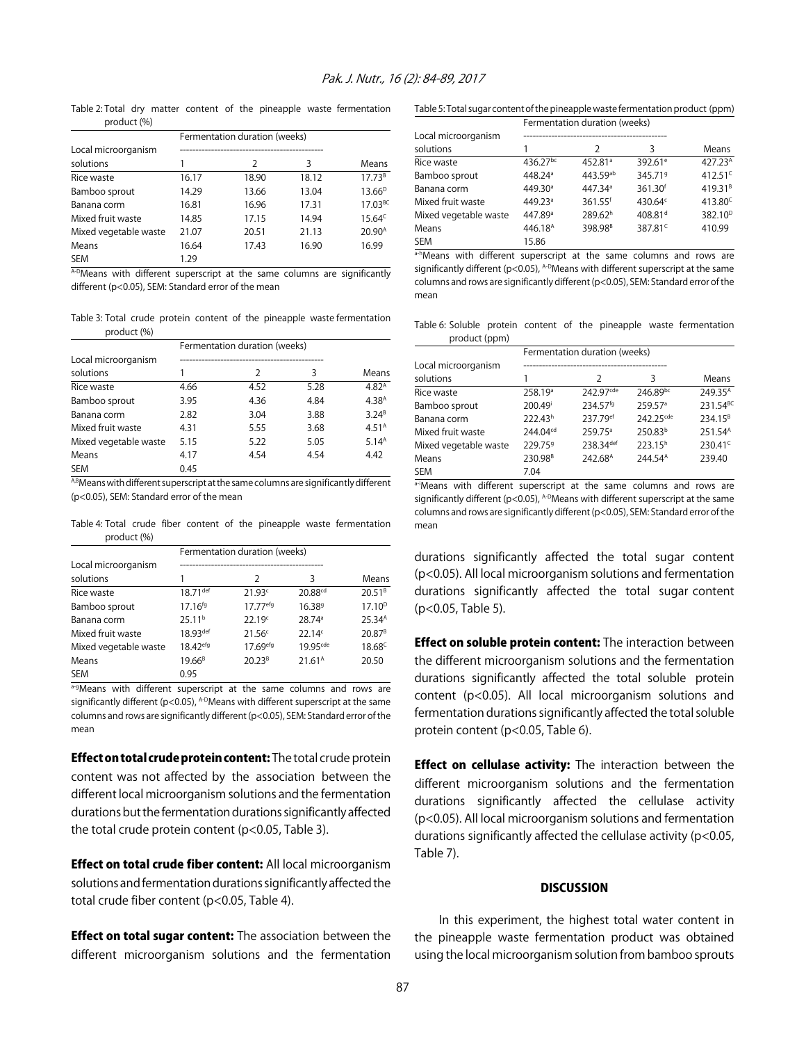Table 2: Total dry matter content of the pineapple waste fermentation product (%)

| Local microorganism solutions | Fermentation duration (weeks) | | | |
|---|---|---|---|---|
| | 1 | 2 | 3 | Means |
| Rice waste | 16.17 | 18.90 | 18.12 | 17.73[B] |
| Bamboo sprout | 14.29 | 13.66 | 13.04 | 13.66[D] |
| Banana corm | 16.81 | 16.96 | 17.31 | 17.03[BC] |
| Mixed fruit waste | 14.85 | 17.15 | 14.94 | 15.64[C] |
| Mixed vegetable waste | 21.07 | 20.51 | 21.13 | 20.90[A] |
| Means | 16.64 | 17.43 | 16.90 | 16.99 |
| SEM | 1.29 | | | |

[A-D]Means with different superscript at the same columns are significantly different (p<0.05), SEM: Standard error of the mean

Table 3: Total crude protein content of the pineapple waste fermentation product (%)

| Local microorganism solutions | Fermentation duration (weeks) | | | |
|---|---|---|---|---|
| | 1 | 2 | 3 | Means |
| Rice waste | 4.66 | 4.52 | 5.28 | 4.82[A] |
| Bamboo sprout | 3.95 | 4.36 | 4.84 | 4.38[A] |
| Banana corm | 2.82 | 3.04 | 3.88 | 3.24[B] |
| Mixed fruit waste | 4.31 | 5.55 | 3.68 | 4.51[A] |
| Mixed vegetable waste | 5.15 | 5.22 | 5.05 | 5.14[A] |
| Means | 4.17 | 4.54 | 4.54 | 4.42 |
| SEM | 0.45 | | | |

[A,B]Means with different superscript at the same columns are significantly different (p<0.05), SEM: Standard error of the mean

Table 4: Total crude fiber content of the pineapple waste fermentation product (%)

| Local microorganism solutions | Fermentation duration (weeks) | | | |
|---|---|---|---|---|
| | 1 | 2 | 3 | Means |
| Rice waste | 18.71[def] | 21.93[c] | 20.88[cd] | 20.51[B] |
| Bamboo sprout | 17.16[fg] | 17.77[efg] | 16.38[g] | 17.10[D] |
| Banana corm | 25.11[b] | 22.19[c] | 28.74[a] | 25.34[A] |
| Mixed fruit waste | 18.93[def] | 21.56[c] | 22.14[c] | 20.87[B] |
| Mixed vegetable waste | 18.42[efg] | 17.69[efg] | 19.95[cde] | 18.68[C] |
| Means | 19.66[B] | 20.23[B] | 21.61[A] | 20.50 |
| SEM | 0.95 | | | |

[a-g]Means with different superscript at the same columns and rows are significantly different (p<0.05), [A-D]Means with different superscript at the same columns and rows are significantly different (p<0.05), SEM: Standard error of the mean

**Effect on total crude protein content:** The total crude protein content was not affected by the association between the different local microorganism solutions and the fermentation durations but the fermentation durations significantly affected the total crude protein content (p<0.05, Table 3).

**Effect on total crude fiber content:** All local microorganism solutions and fermentation durations significantly affected the total crude fiber content (p<0.05, Table 4).

**Effect on total sugar content:** The association between the different microorganism solutions and the fermentation durations significantly affected the total sugar content (p<0.05). All local microorganism solutions and fermentation durations significantly affected the total sugar content (p<0.05, Table 5).

Table 5: Total sugar content of the pineapple waste fermentation product (ppm)

| Local microorganism solutions | Fermentation duration (weeks) | | | |
|---|---|---|---|---|
| | 1 | 2 | 3 | Means |
| Rice waste | 436.27[bc] | 452.81[a] | 392.61[e] | 427.23[A] |
| Bamboo sprout | 448.24[a] | 443.59[ab] | 345.71[g] | 412.51[C] |
| Banana corm | 449.30[a] | 447.34[a] | 361.30[f] | 419.31[B] |
| Mixed fruit waste | 449.23[a] | 361.55[f] | 430.64[c] | 413.80[C] |
| Mixed vegetable waste | 447.89[a] | 289.62[h] | 408.81[d] | 382.10[D] |
| Means | 446.18[A] | 398.98[B] | 387.81[C] | 410.99 |
| SEM | 15.86 | | | |

[a-h]Means with different superscript at the same columns and rows are significantly different (p<0.05), [A-D]Means with different superscript at the same columns and rows are significantly different (p<0.05), SEM: Standard error of the mean

Table 6: Soluble protein content of the pineapple waste fermentation product (ppm)

| Local microorganism solutions | Fermentation duration (weeks) | | | |
|---|---|---|---|---|
| | 1 | 2 | 3 | Means |
| Rice waste | 258.19[a] | 242.97[cde] | 246.89[bc] | 249.35[A] |
| Bamboo sprout | 200.49[i] | 234.57[fg] | 259.57[a] | 231.54[BC] |
| Banana corm | 222.43[h] | 237.97[ef] | 242.25[cde] | 234.15[B] |
| Mixed fruit waste | 244.04[cd] | 259.75[a] | 250.83[b] | 251.54[A] |
| Mixed vegetable waste | 229.75[g] | 238.34[def] | 223.15[h] | 230.41[C] |
| Means | 230.98[B] | 242.68[A] | 244.54[A] | 239.40 |
| SEM | 7.04 | | | |

[a-i]Means with different superscript at the same columns and rows are significantly different (p<0.05), [A-D]Means with different superscript at the same columns and rows are significantly different (p<0.05), SEM: Standard error of the mean

**Effect on soluble protein content:** The interaction between the different microorganism solutions and the fermentation durations significantly affected the total soluble protein content (p<0.05). All local microorganism solutions and fermentation durations significantly affected the total soluble protein content (p<0.05, Table 6).

**Effect on cellulase activity:** The interaction between the different microorganism solutions and the fermentation durations significantly affected the cellulase activity (p<0.05). All local microorganism solutions and fermentation durations significantly affected the cellulase activity (p<0.05, Table 7).

## DISCUSSION

In this experiment, the highest total water content in the pineapple waste fermentation product was obtained using the local microorganism solution from bamboo sprouts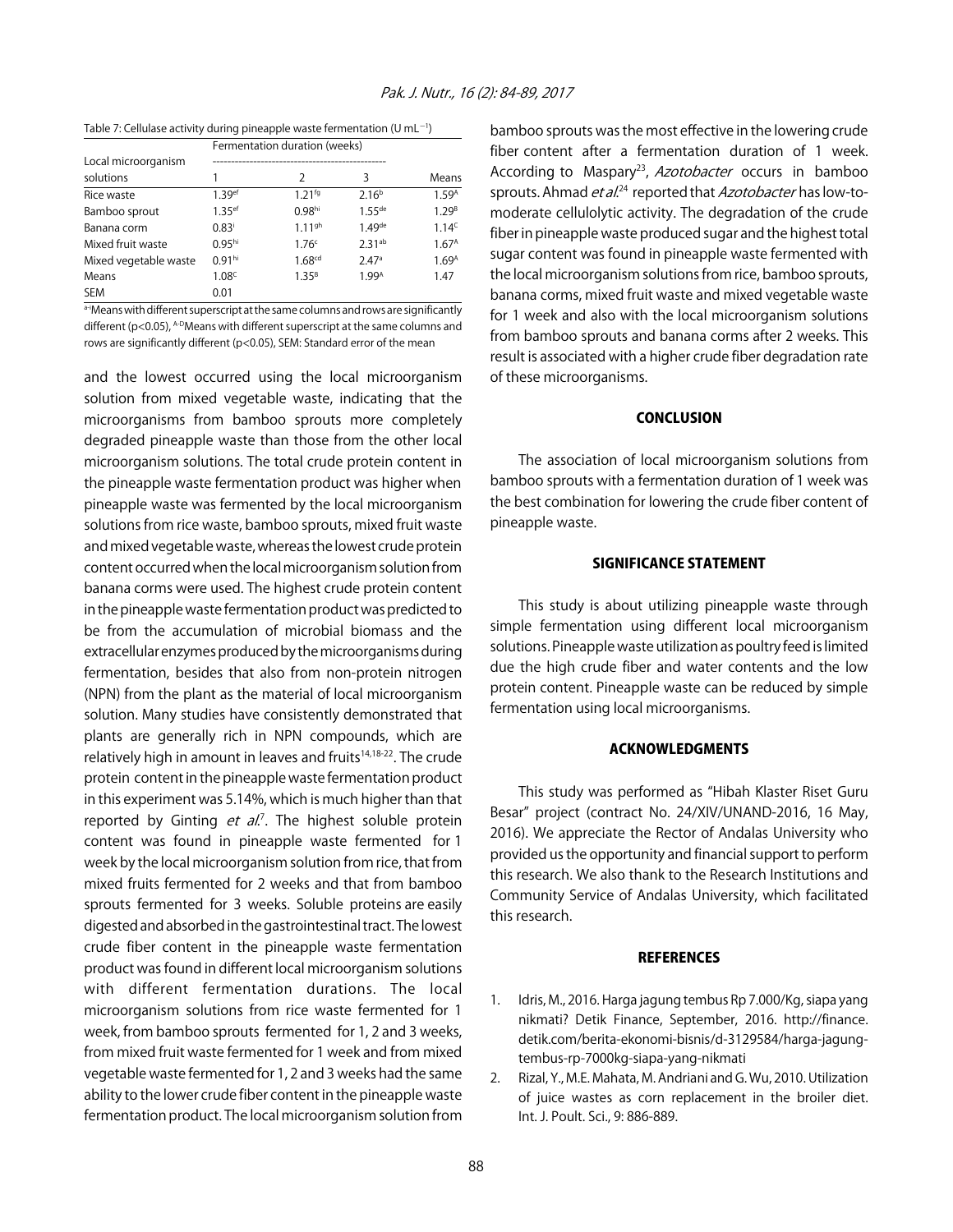Table 7: Cellulase activity during pineapple waste fermentation (U mL$^{-1}$)

| Local microorganism solutions | Fermentation duration (weeks) | | | |
|---|---|---|---|---|
| | 1 | 2 | 3 | Means |
| Rice waste | 1.39$^{ef}$ | 1.21$^{fg}$ | 2.16$^{b}$ | 1.59$^{A}$ |
| Bamboo sprout | 1.35$^{ef}$ | 0.98$^{hi}$ | 1.55$^{de}$ | 1.29$^{B}$ |
| Banana corm | 0.83$^{i}$ | 1.11$^{gh}$ | 1.49$^{de}$ | 1.14$^{C}$ |
| Mixed fruit waste | 0.95$^{hi}$ | 1.76$^{c}$ | 2.31$^{ab}$ | 1.67$^{A}$ |
| Mixed vegetable waste | 0.91$^{hi}$ | 1.68$^{cd}$ | 2.47$^{a}$ | 1.69$^{A}$ |
| Means | 1.08$^{C}$ | 1.35$^{B}$ | 1.99$^{A}$ | 1.47 |
| SEM | 0.01 | | | |

$^{a-i}$Means with different superscript at the same columns and rows are significantly different ($p<0.05$), $^{A-D}$Means with different superscript at the same columns and rows are significantly different ($p<0.05$), SEM: Standard error of the mean

and the lowest occurred using the local microorganism solution from mixed vegetable waste, indicating that the microorganisms from bamboo sprouts more completely degraded pineapple waste than those from the other local microorganism solutions. The total crude protein content in the pineapple waste fermentation product was higher when pineapple waste was fermented by the local microorganism solutions from rice waste, bamboo sprouts, mixed fruit waste and mixed vegetable waste, whereas the lowest crude protein content occurred when the local microorganism solution from banana corms were used. The highest crude protein content in the pineapple waste fermentation product was predicted to be from the accumulation of microbial biomass and the extracellular enzymes produced by the microorganisms during fermentation, besides that also from non-protein nitrogen (NPN) from the plant as the material of local microorganism solution. Many studies have consistently demonstrated that plants are generally rich in NPN compounds, which are relatively high in amount in leaves and fruits[14,18-22]. The crude protein content in the pineapple waste fermentation product in this experiment was 5.14%, which is much higher than that reported by Ginting *et al.*[7]. The highest soluble protein content was found in pineapple waste fermented for 1 week by the local microorganism solution from rice, that from mixed fruits fermented for 2 weeks and that from bamboo sprouts fermented for 3 weeks. Soluble proteins are easily digested and absorbed in the gastrointestinal tract. The lowest crude fiber content in the pineapple waste fermentation product was found in different local microorganism solutions with different fermentation durations. The local microorganism solutions from rice waste fermented for 1 week, from bamboo sprouts fermented for 1, 2 and 3 weeks, from mixed fruit waste fermented for 1 week and from mixed vegetable waste fermented for 1, 2 and 3 weeks had the same ability to the lower crude fiber content in the pineapple waste fermentation product. The local microorganism solution from bamboo sprouts was the most effective in the lowering crude fiber content after a fermentation duration of 1 week. According to Maspary[23], *Azotobacter* occurs in bamboo sprouts. Ahmad *et al.*[24] reported that *Azotobacter* has low-to-moderate cellulolytic activity. The degradation of the crude fiber in pineapple waste produced sugar and the highest total sugar content was found in pineapple waste fermented with the local microorganism solutions from rice, bamboo sprouts, banana corms, mixed fruit waste and mixed vegetable waste for 1 week and also with the local microorganism solutions from bamboo sprouts and banana corms after 2 weeks. This result is associated with a higher crude fiber degradation rate of these microorganisms.

## CONCLUSION

The association of local microorganism solutions from bamboo sprouts with a fermentation duration of 1 week was the best combination for lowering the crude fiber content of pineapple waste.

## SIGNIFICANCE STATEMENT

This study is about utilizing pineapple waste through simple fermentation using different local microorganism solutions. Pineapple waste utilization as poultry feed is limited due the high crude fiber and water contents and the low protein content. Pineapple waste can be reduced by simple fermentation using local microorganisms.

## ACKNOWLEDGMENTS

This study was performed as "Hibah Klaster Riset Guru Besar" project (contract No. 24/XIV/UNAND-2016, 16 May, 2016). We appreciate the Rector of Andalas University who provided us the opportunity and financial support to perform this research. We also thank to the Research Institutions and Community Service of Andalas University, which facilitated this research.

## REFERENCES

1. Idris, M., 2016. Harga jagung tembus Rp 7.000/Kg, siapa yang nikmati? Detik Finance, September, 2016. http://finance.detik.com/berita-ekonomi-bisnis/d-3129584/harga-jagung-tembus-rp-7000kg-siapa-yang-nikmati
2. Rizal, Y., M.E. Mahata, M. Andriani and G. Wu, 2010. Utilization of juice wastes as corn replacement in the broiler diet. Int. J. Poult. Sci., 9: 886-889.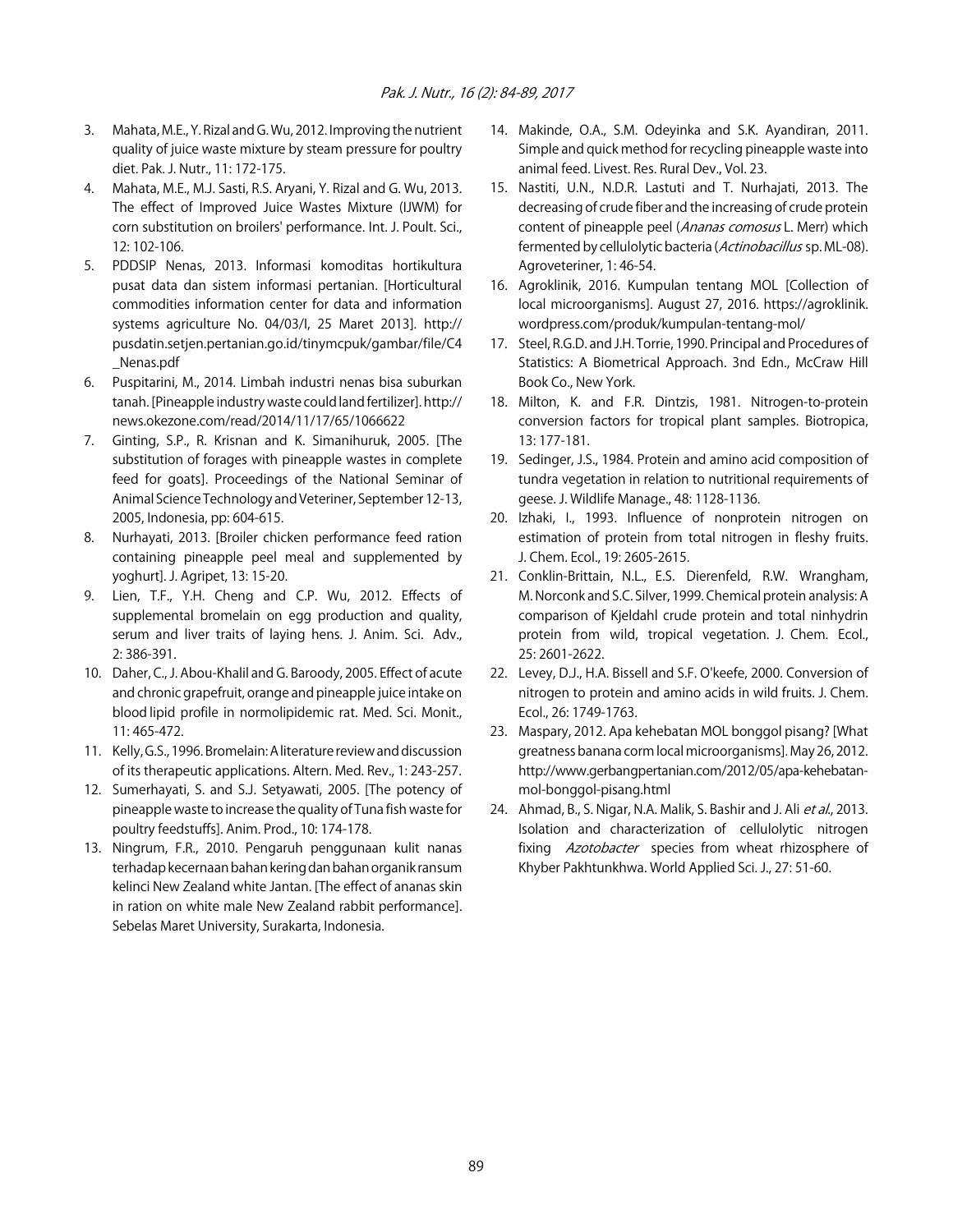3. Mahata, M.E., Y. Rizal and G. Wu, 2012. Improving the nutrient quality of juice waste mixture by steam pressure for poultry diet. Pak. J. Nutr., 11: 172-175.
4. Mahata, M.E., M.J. Sasti, R.S. Aryani, Y. Rizal and G. Wu, 2013. The effect of Improved Juice Wastes Mixture (IJWM) for corn substitution on broilers' performance. Int. J. Poult. Sci., 12: 102-106.
5. PDDSIP Nenas, 2013. Informasi komoditas hortikultura pusat data dan sistem informasi pertanian. [Horticultural commodities information center for data and information systems agriculture No. 04/03/I, 25 Maret 2013]. http://pusdatin.setjen.pertanian.go.id/tinymcpuk/gambar/file/C4_Nenas.pdf
6. Puspitarini, M., 2014. Limbah industri nenas bisa suburkan tanah. [Pineapple industry waste could land fertilizer]. http://news.okezone.com/read/2014/11/17/65/1066622
7. Ginting, S.P., R. Krisnan and K. Simanihuruk, 2005. [The substitution of forages with pineapple wastes in complete feed for goats]. Proceedings of the National Seminar of Animal Science Technology and Veteriner, September 12-13, 2005, Indonesia, pp: 604-615.
8. Nurhayati, 2013. [Broiler chicken performance feed ration containing pineapple peel meal and supplemented by yoghurt]. J. Agripet, 13: 15-20.
9. Lien, T.F., Y.H. Cheng and C.P. Wu, 2012. Effects of supplemental bromelain on egg production and quality, serum and liver traits of laying hens. J. Anim. Sci. Adv., 2: 386-391.
10. Daher, C., J. Abou-Khalil and G. Baroody, 2005. Effect of acute and chronic grapefruit, orange and pineapple juice intake on blood lipid profile in normolipidemic rat. Med. Sci. Monit., 11: 465-472.
11. Kelly, G.S., 1996. Bromelain: A literature review and discussion of its therapeutic applications. Altern. Med. Rev., 1: 243-257.
12. Sumerhayati, S. and S.J. Setyawati, 2005. [The potency of pineapple waste to increase the quality of Tuna fish waste for poultry feedstuffs]. Anim. Prod., 10: 174-178.
13. Ningrum, F.R., 2010. Pengaruh penggunaan kulit nanas terhadap kecernaan bahan kering dan bahan organik ransum kelinci New Zealand white Jantan. [The effect of ananas skin in ration on white male New Zealand rabbit performance]. Sebelas Maret University, Surakarta, Indonesia.
14. Makinde, O.A., S.M. Odeyinka and S.K. Ayandiran, 2011. Simple and quick method for recycling pineapple waste into animal feed. Livest. Res. Rural Dev., Vol. 23.
15. Nastiti, U.N., N.D.R. Lastuti and T. Nurhajati, 2013. The decreasing of crude fiber and the increasing of crude protein content of pineapple peel (*Ananas comosus* L. Merr) which fermented by cellulolytic bacteria (*Actinobacillus* sp. ML-08). Agroveteriner, 1: 46-54.
16. Agroklinik, 2016. Kumpulan tentang MOL [Collection of local microorganisms]. August 27, 2016. https://agroklinik.wordpress.com/produk/kumpulan-tentang-mol/
17. Steel, R.G.D. and J.H. Torrie, 1990. Principal and Procedures of Statistics: A Biometrical Approach. 3nd Edn., McCraw Hill Book Co., New York.
18. Milton, K. and F.R. Dintzis, 1981. Nitrogen-to-protein conversion factors for tropical plant samples. Biotropica, 13: 177-181.
19. Sedinger, J.S., 1984. Protein and amino acid composition of tundra vegetation in relation to nutritional requirements of geese. J. Wildlife Manage., 48: 1128-1136.
20. Izhaki, I., 1993. Influence of nonprotein nitrogen on estimation of protein from total nitrogen in fleshy fruits. J. Chem. Ecol., 19: 2605-2615.
21. Conklin-Brittain, N.L., E.S. Dierenfeld, R.W. Wrangham, M. Norconk and S.C. Silver, 1999. Chemical protein analysis: A comparison of Kjeldahl crude protein and total ninhydrin protein from wild, tropical vegetation. J. Chem. Ecol., 25: 2601-2622.
22. Levey, D.J., H.A. Bissell and S.F. O'keefe, 2000. Conversion of nitrogen to protein and amino acids in wild fruits. J. Chem. Ecol., 26: 1749-1763.
23. Maspary, 2012. Apa kehebatan MOL bonggol pisang? [What greatness banana corm local microorganisms]. May 26, 2012. http://www.gerbangpertanian.com/2012/05/apa-kehebatan-mol-bonggol-pisang.html
24. Ahmad, B., S. Nigar, N.A. Malik, S. Bashir and J. Ali *et al*., 2013. Isolation and characterization of cellulolytic nitrogen fixing *Azotobacter* species from wheat rhizosphere of Khyber Pakhtunkhwa. World Applied Sci. J., 27: 51-60.